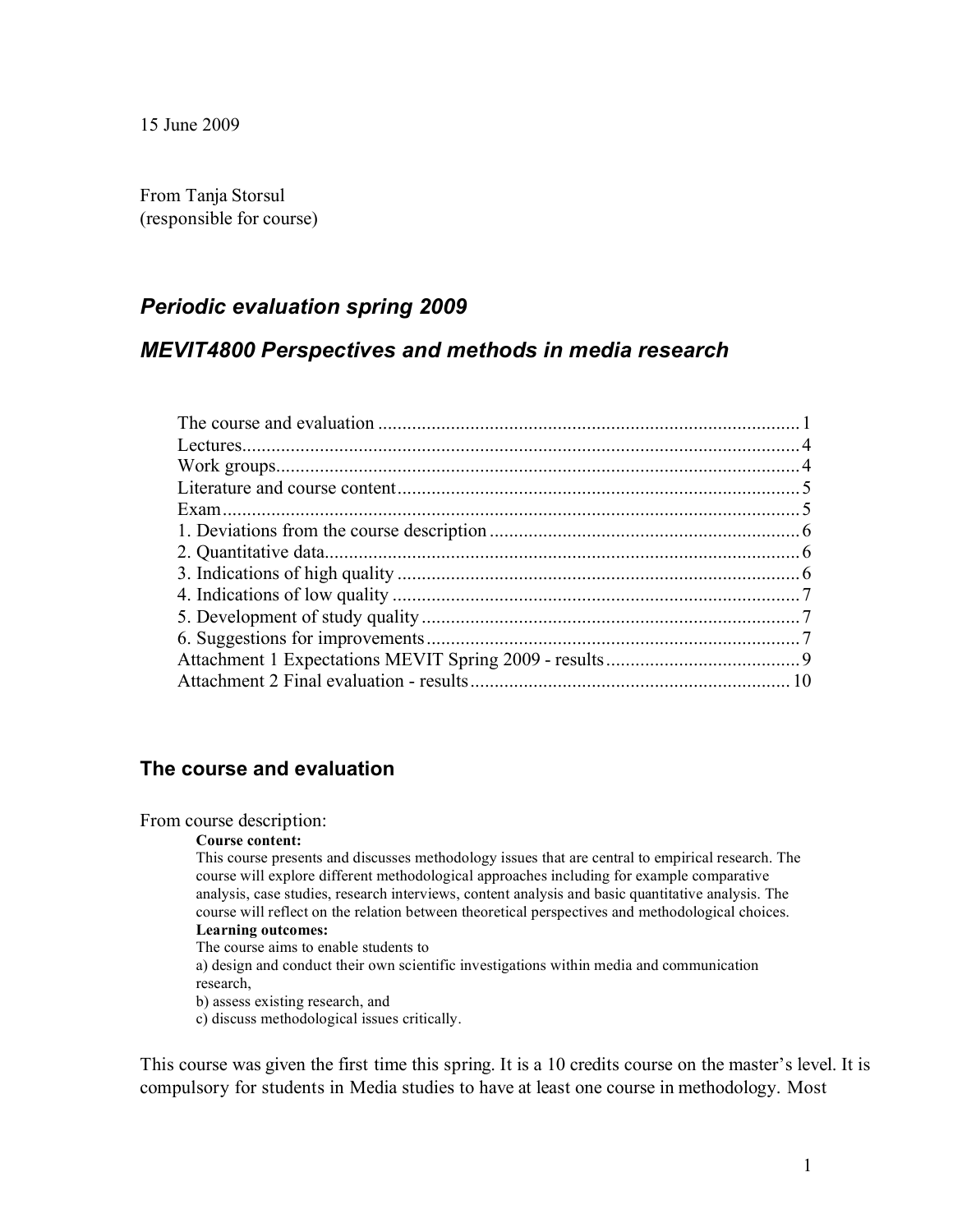15 June 2009

From Tanja Storsul
(responsible for course)

# *Periodic evaluation spring 2009*

# *MEVIT4800 Perspectives and methods in media research*

The course and evaluation ..................................................................................... 1
Lectures.................................................................................................................. 4
Work groups........................................................................................................... 4
Literature and course content................................................................................. 5
Exam....................................................................................................................... 5
1. Deviations from the course description .............................................................. 6
2. Quantitative data................................................................................................. 6
3. Indications of high quality .................................................................................. 6
4. Indications of low quality ................................................................................... 7
5. Development of study quality ............................................................................. 7
6. Suggestions for improvements ............................................................................ 7
Attachment 1 Expectations MEVIT Spring 2009 - results ....................................... 9
Attachment 2 Final evaluation - results ................................................................. 10

## The course and evaluation

From course description:

> **Course content:**
> This course presents and discusses methodology issues that are central to empirical research. The course will explore different methodological approaches including for example comparative analysis, case studies, research interviews, content analysis and basic quantitative analysis. The course will reflect on the relation between theoretical perspectives and methodological choices.
> **Learning outcomes:**
> The course aims to enable students to
> a) design and conduct their own scientific investigations within media and communication research,
> b) assess existing research, and
> c) discuss methodological issues critically.

This course was given the first time this spring. It is a 10 credits course on the master's level. It is compulsory for students in Media studies to have at least one course in methodology. Most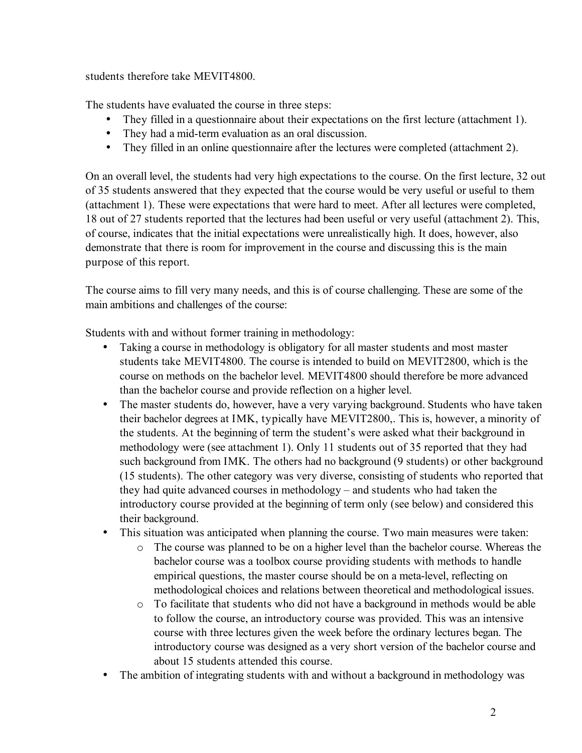students therefore take MEVIT4800.

The students have evaluated the course in three steps:

- They filled in a questionnaire about their expectations on the first lecture (attachment 1).
- They had a mid-term evaluation as an oral discussion.
- They filled in an online questionnaire after the lectures were completed (attachment 2).

On an overall level, the students had very high expectations to the course. On the first lecture, 32 out of 35 students answered that they expected that the course would be very useful or useful to them (attachment 1). These were expectations that were hard to meet. After all lectures were completed, 18 out of 27 students reported that the lectures had been useful or very useful (attachment 2). This, of course, indicates that the initial expectations were unrealistically high. It does, however, also demonstrate that there is room for improvement in the course and discussing this is the main purpose of this report.

The course aims to fill very many needs, and this is of course challenging. These are some of the main ambitions and challenges of the course:

Students with and without former training in methodology:

- Taking a course in methodology is obligatory for all master students and most master students take MEVIT4800. The course is intended to build on MEVIT2800, which is the course on methods on the bachelor level. MEVIT4800 should therefore be more advanced than the bachelor course and provide reflection on a higher level.
- The master students do, however, have a very varying background. Students who have taken their bachelor degrees at IMK, typically have MEVIT2800,. This is, however, a minority of the students. At the beginning of term the student's were asked what their background in methodology were (see attachment 1). Only 11 students out of 35 reported that they had such background from IMK. The others had no background (9 students) or other background (15 students). The other category was very diverse, consisting of students who reported that they had quite advanced courses in methodology – and students who had taken the introductory course provided at the beginning of term only (see below) and considered this their background.
- This situation was anticipated when planning the course. Two main measures were taken:
  - The course was planned to be on a higher level than the bachelor course. Whereas the bachelor course was a toolbox course providing students with methods to handle empirical questions, the master course should be on a meta-level, reflecting on methodological choices and relations between theoretical and methodological issues.
  - To facilitate that students who did not have a background in methods would be able to follow the course, an introductory course was provided. This was an intensive course with three lectures given the week before the ordinary lectures began. The introductory course was designed as a very short version of the bachelor course and about 15 students attended this course.
- The ambition of integrating students with and without a background in methodology was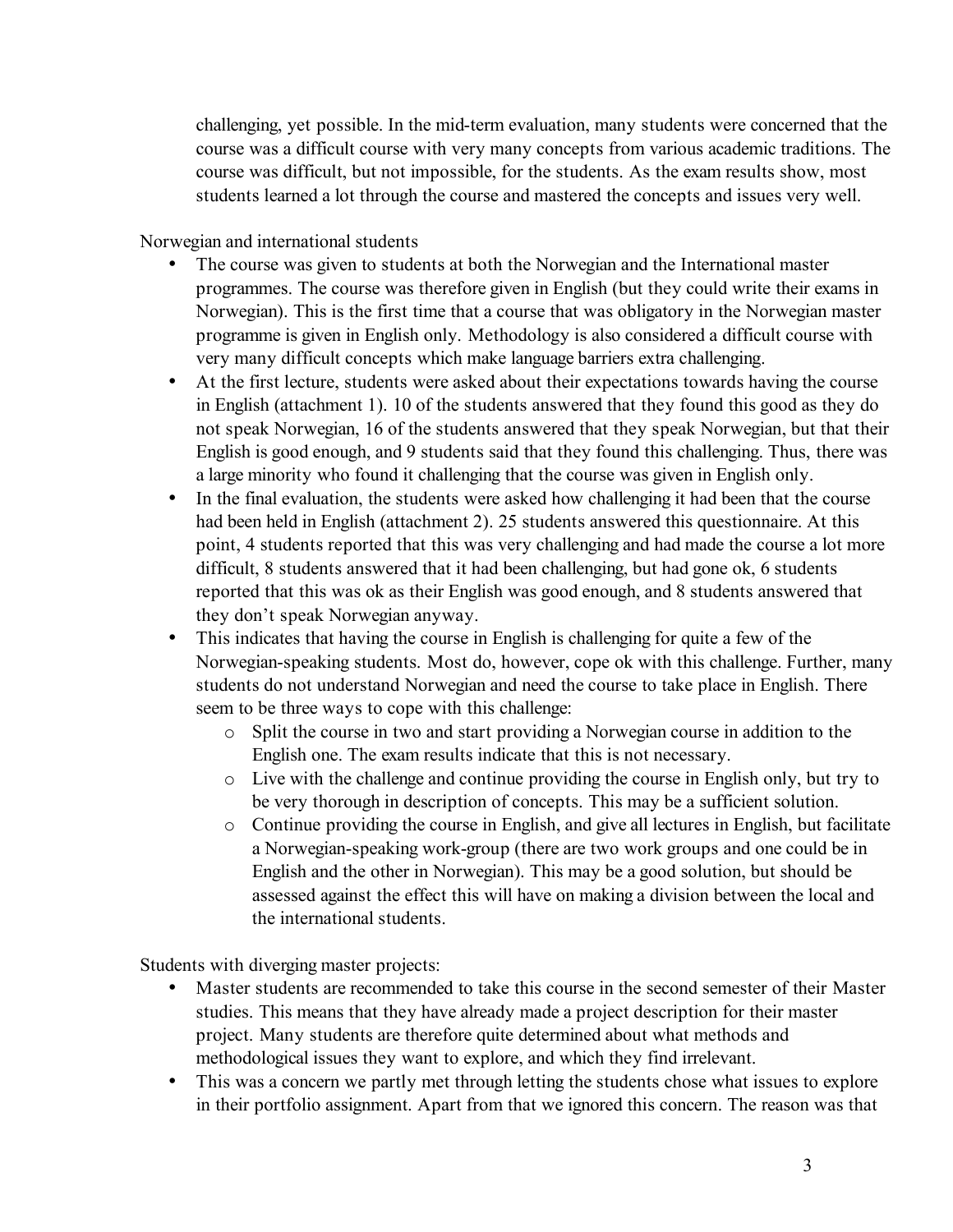challenging, yet possible. In the mid-term evaluation, many students were concerned that the course was a difficult course with very many concepts from various academic traditions. The course was difficult, but not impossible, for the students. As the exam results show, most students learned a lot through the course and mastered the concepts and issues very well.

Norwegian and international students

- The course was given to students at both the Norwegian and the International master programmes. The course was therefore given in English (but they could write their exams in Norwegian). This is the first time that a course that was obligatory in the Norwegian master programme is given in English only. Methodology is also considered a difficult course with very many difficult concepts which make language barriers extra challenging.
- At the first lecture, students were asked about their expectations towards having the course in English (attachment 1). 10 of the students answered that they found this good as they do not speak Norwegian, 16 of the students answered that they speak Norwegian, but that their English is good enough, and 9 students said that they found this challenging. Thus, there was a large minority who found it challenging that the course was given in English only.
- In the final evaluation, the students were asked how challenging it had been that the course had been held in English (attachment 2). 25 students answered this questionnaire. At this point, 4 students reported that this was very challenging and had made the course a lot more difficult, 8 students answered that it had been challenging, but had gone ok, 6 students reported that this was ok as their English was good enough, and 8 students answered that they don't speak Norwegian anyway.
- This indicates that having the course in English is challenging for quite a few of the Norwegian-speaking students. Most do, however, cope ok with this challenge. Further, many students do not understand Norwegian and need the course to take place in English. There seem to be three ways to cope with this challenge:
    - Split the course in two and start providing a Norwegian course in addition to the English one. The exam results indicate that this is not necessary.
    - Live with the challenge and continue providing the course in English only, but try to be very thorough in description of concepts. This may be a sufficient solution.
    - Continue providing the course in English, and give all lectures in English, but facilitate a Norwegian-speaking work-group (there are two work groups and one could be in English and the other in Norwegian). This may be a good solution, but should be assessed against the effect this will have on making a division between the local and the international students.

Students with diverging master projects:

- Master students are recommended to take this course in the second semester of their Master studies. This means that they have already made a project description for their master project. Many students are therefore quite determined about what methods and methodological issues they want to explore, and which they find irrelevant.
- This was a concern we partly met through letting the students chose what issues to explore in their portfolio assignment. Apart from that we ignored this concern. The reason was that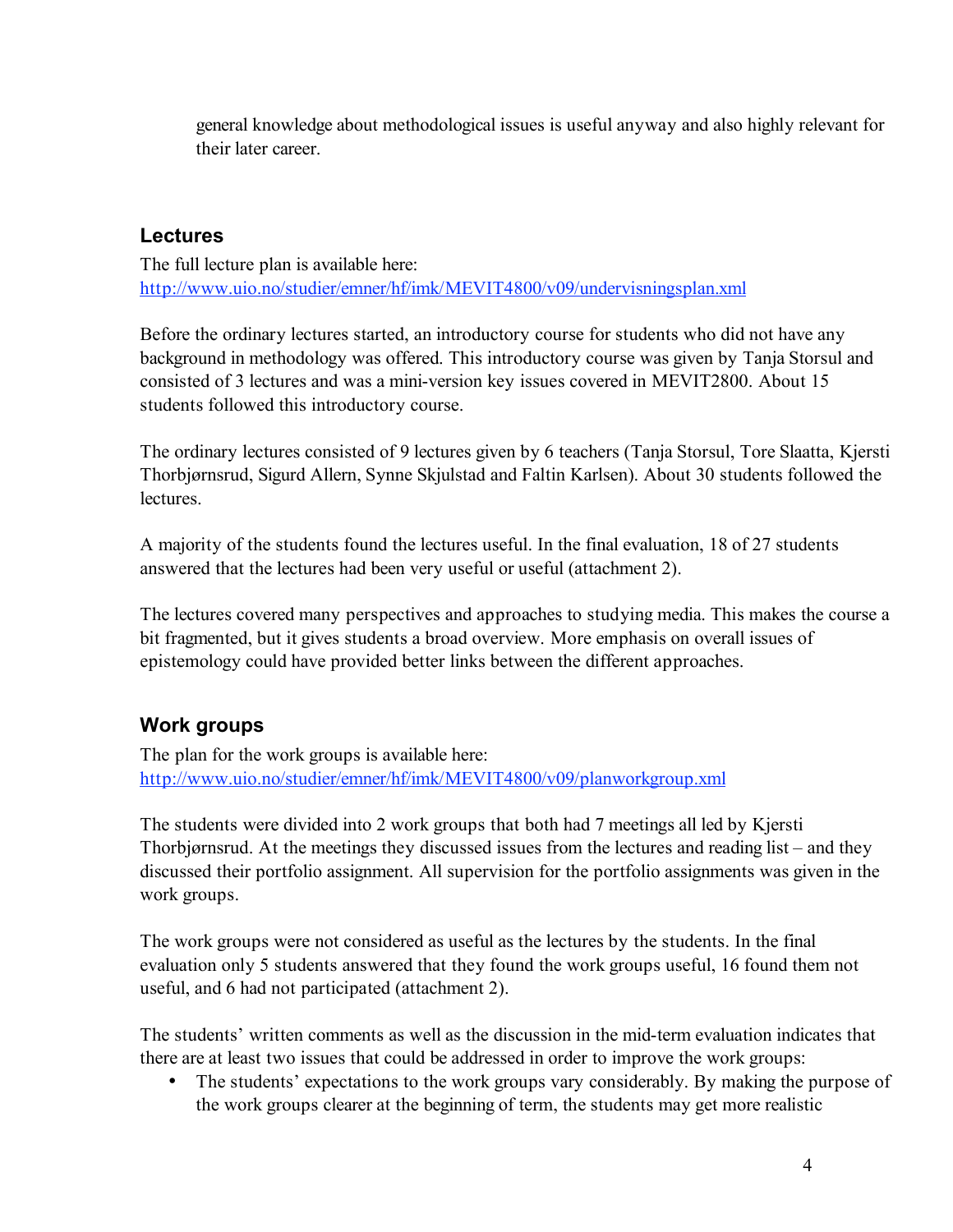general knowledge about methodological issues is useful anyway and also highly relevant for their later career.

## Lectures

The full lecture plan is available here:
http://www.uio.no/studier/emner/hf/imk/MEVIT4800/v09/undervisningsplan.xml

Before the ordinary lectures started, an introductory course for students who did not have any background in methodology was offered. This introductory course was given by Tanja Storsul and consisted of 3 lectures and was a mini-version key issues covered in MEVIT2800. About 15 students followed this introductory course.

The ordinary lectures consisted of 9 lectures given by 6 teachers (Tanja Storsul, Tore Slaatta, Kjersti Thorbjørnsrud, Sigurd Allern, Synne Skjulstad and Faltin Karlsen). About 30 students followed the lectures.

A majority of the students found the lectures useful. In the final evaluation, 18 of 27 students answered that the lectures had been very useful or useful (attachment 2).

The lectures covered many perspectives and approaches to studying media. This makes the course a bit fragmented, but it gives students a broad overview. More emphasis on overall issues of epistemology could have provided better links between the different approaches.

## Work groups

The plan for the work groups is available here:
http://www.uio.no/studier/emner/hf/imk/MEVIT4800/v09/planworkgroup.xml

The students were divided into 2 work groups that both had 7 meetings all led by Kjersti Thorbjørnsrud. At the meetings they discussed issues from the lectures and reading list – and they discussed their portfolio assignment. All supervision for the portfolio assignments was given in the work groups.

The work groups were not considered as useful as the lectures by the students. In the final evaluation only 5 students answered that they found the work groups useful, 16 found them not useful, and 6 had not participated (attachment 2).

The students' written comments as well as the discussion in the mid-term evaluation indicates that there are at least two issues that could be addressed in order to improve the work groups:

- The students' expectations to the work groups vary considerably. By making the purpose of the work groups clearer at the beginning of term, the students may get more realistic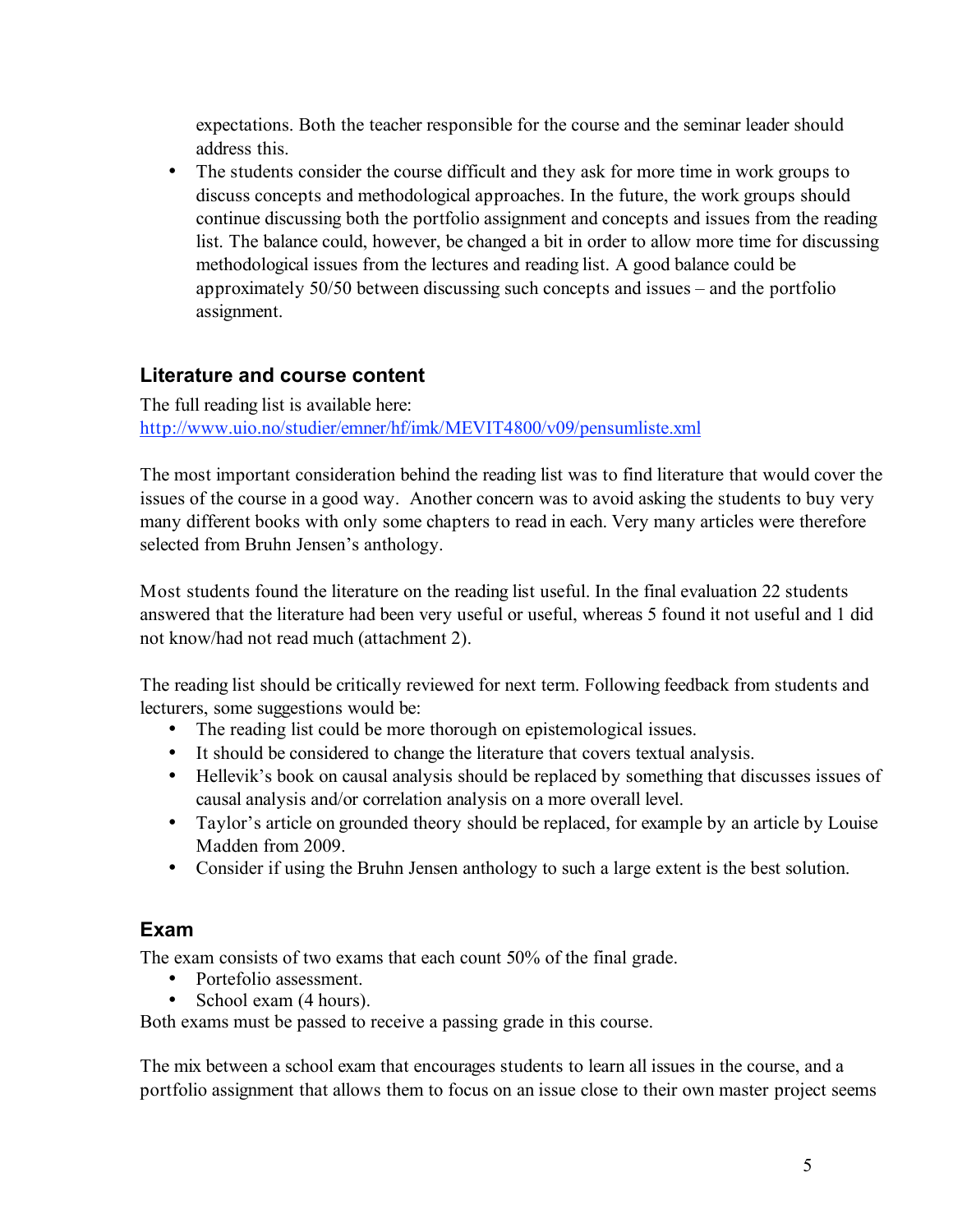expectations. Both the teacher responsible for the course and the seminar leader should address this.

- The students consider the course difficult and they ask for more time in work groups to discuss concepts and methodological approaches. In the future, the work groups should continue discussing both the portfolio assignment and concepts and issues from the reading list. The balance could, however, be changed a bit in order to allow more time for discussing methodological issues from the lectures and reading list. A good balance could be approximately 50/50 between discussing such concepts and issues – and the portfolio assignment.

## Literature and course content

The full reading list is available here:
http://www.uio.no/studier/emner/hf/imk/MEVIT4800/v09/pensumliste.xml

The most important consideration behind the reading list was to find literature that would cover the issues of the course in a good way. Another concern was to avoid asking the students to buy very many different books with only some chapters to read in each. Very many articles were therefore selected from Bruhn Jensen's anthology.

Most students found the literature on the reading list useful. In the final evaluation 22 students answered that the literature had been very useful or useful, whereas 5 found it not useful and 1 did not know/had not read much (attachment 2).

The reading list should be critically reviewed for next term. Following feedback from students and lecturers, some suggestions would be:

- The reading list could be more thorough on epistemological issues.
- It should be considered to change the literature that covers textual analysis.
- Hellevik's book on causal analysis should be replaced by something that discusses issues of causal analysis and/or correlation analysis on a more overall level.
- Taylor's article on grounded theory should be replaced, for example by an article by Louise Madden from 2009.
- Consider if using the Bruhn Jensen anthology to such a large extent is the best solution.

## Exam

The exam consists of two exams that each count 50% of the final grade.

- Portefolio assessment.
- School exam (4 hours).

Both exams must be passed to receive a passing grade in this course.

The mix between a school exam that encourages students to learn all issues in the course, and a portfolio assignment that allows them to focus on an issue close to their own master project seems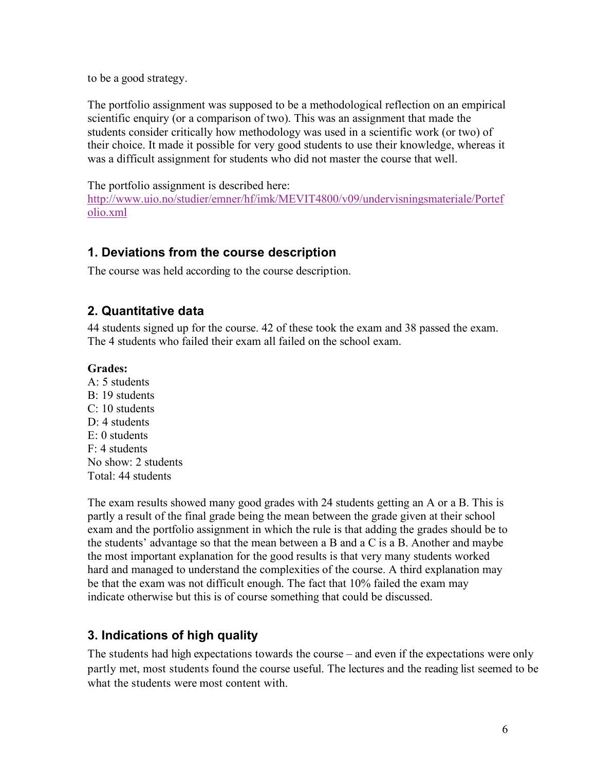to be a good strategy.

The portfolio assignment was supposed to be a methodological reflection on an empirical scientific enquiry (or a comparison of two). This was an assignment that made the students consider critically how methodology was used in a scientific work (or two) of their choice. It made it possible for very good students to use their knowledge, whereas it was a difficult assignment for students who did not master the course that well.

The portfolio assignment is described here:
[http://www.uio.no/studier/emner/hf/imk/MEVIT4800/v09/undervisningsmateriale/Portefolio.xml](http://www.uio.no/studier/emner/hf/imk/MEVIT4800/v09/undervisningsmateriale/Portefolio.xml)

## 1. Deviations from the course description

The course was held according to the course description.

## 2. Quantitative data

44 students signed up for the course. 42 of these took the exam and 38 passed the exam. The 4 students who failed their exam all failed on the school exam.

**Grades:**
A: 5 students
B: 19 students
C: 10 students
D: 4 students
E: 0 students
F: 4 students
No show: 2 students
Total: 44 students

The exam results showed many good grades with 24 students getting an A or a B. This is partly a result of the final grade being the mean between the grade given at their school exam and the portfolio assignment in which the rule is that adding the grades should be to the students' advantage so that the mean between a B and a C is a B. Another and maybe the most important explanation for the good results is that very many students worked hard and managed to understand the complexities of the course. A third explanation may be that the exam was not difficult enough. The fact that 10% failed the exam may indicate otherwise but this is of course something that could be discussed.

## 3. Indications of high quality

The students had high expectations towards the course – and even if the expectations were only partly met, most students found the course useful. The lectures and the reading list seemed to be what the students were most content with.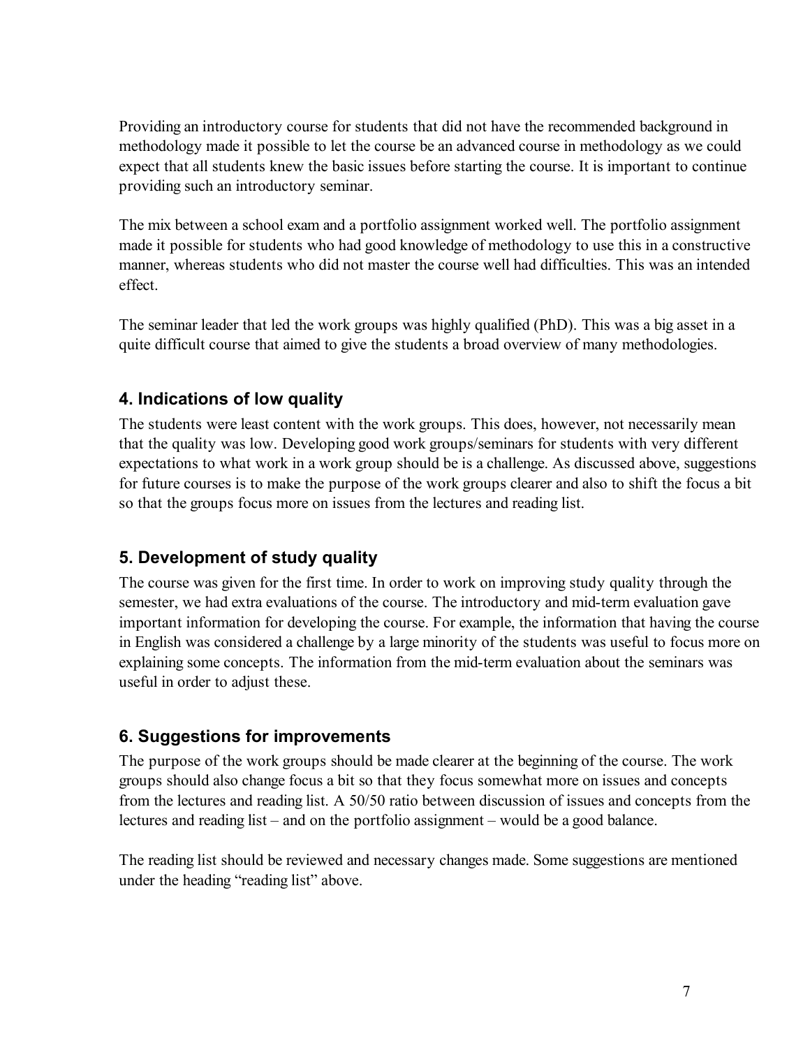Providing an introductory course for students that did not have the recommended background in methodology made it possible to let the course be an advanced course in methodology as we could expect that all students knew the basic issues before starting the course. It is important to continue providing such an introductory seminar.

The mix between a school exam and a portfolio assignment worked well. The portfolio assignment made it possible for students who had good knowledge of methodology to use this in a constructive manner, whereas students who did not master the course well had difficulties. This was an intended effect.

The seminar leader that led the work groups was highly qualified (PhD). This was a big asset in a quite difficult course that aimed to give the students a broad overview of many methodologies.

## 4. Indications of low quality

The students were least content with the work groups. This does, however, not necessarily mean that the quality was low. Developing good work groups/seminars for students with very different expectations to what work in a work group should be is a challenge. As discussed above, suggestions for future courses is to make the purpose of the work groups clearer and also to shift the focus a bit so that the groups focus more on issues from the lectures and reading list.

## 5. Development of study quality

The course was given for the first time. In order to work on improving study quality through the semester, we had extra evaluations of the course. The introductory and mid-term evaluation gave important information for developing the course. For example, the information that having the course in English was considered a challenge by a large minority of the students was useful to focus more on explaining some concepts. The information from the mid-term evaluation about the seminars was useful in order to adjust these.

## 6. Suggestions for improvements

The purpose of the work groups should be made clearer at the beginning of the course. The work groups should also change focus a bit so that they focus somewhat more on issues and concepts from the lectures and reading list. A 50/50 ratio between discussion of issues and concepts from the lectures and reading list – and on the portfolio assignment – would be a good balance.

The reading list should be reviewed and necessary changes made. Some suggestions are mentioned under the heading "reading list" above.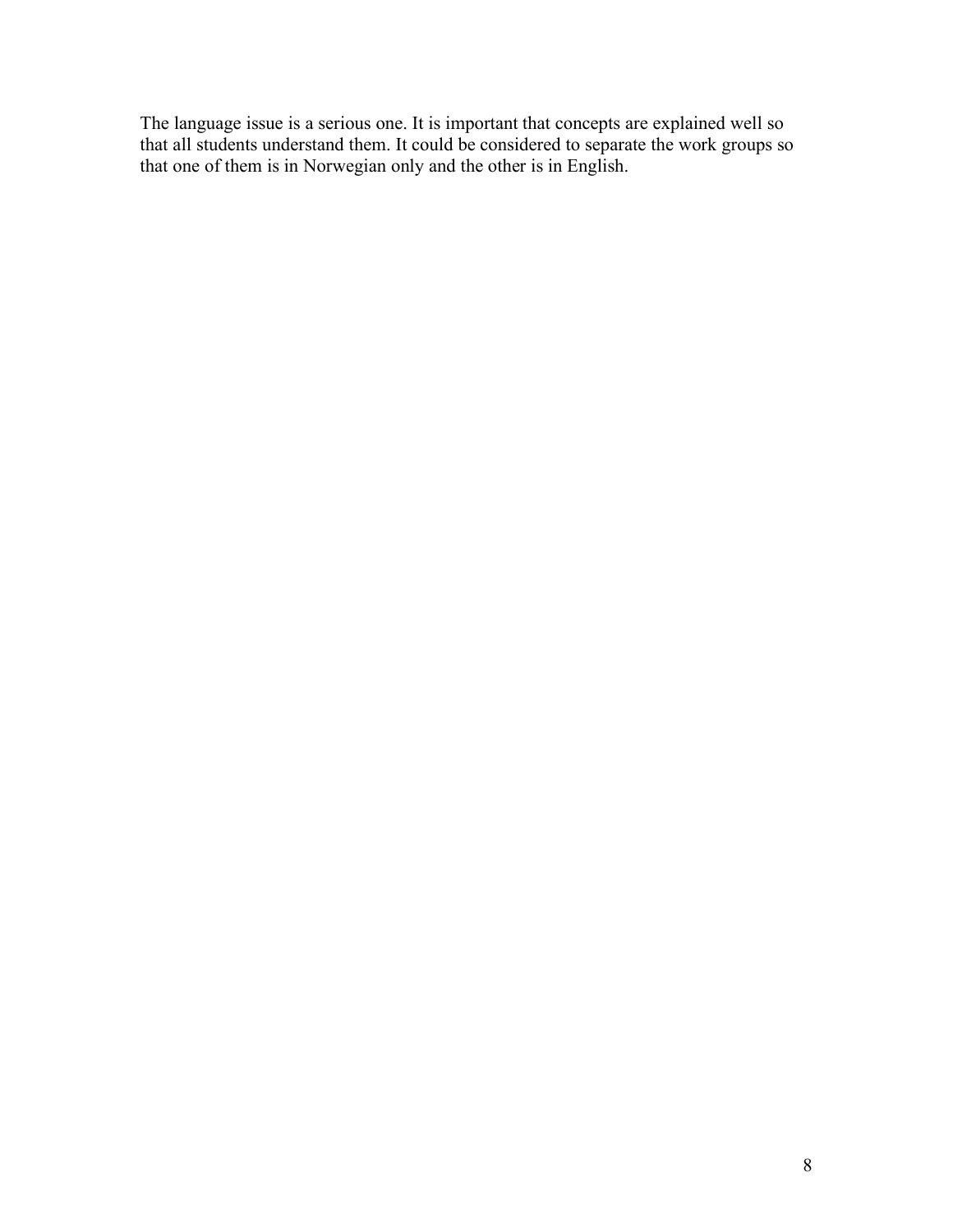The language issue is a serious one. It is important that concepts are explained well so that all students understand them. It could be considered to separate the work groups so that one of them is in Norwegian only and the other is in English.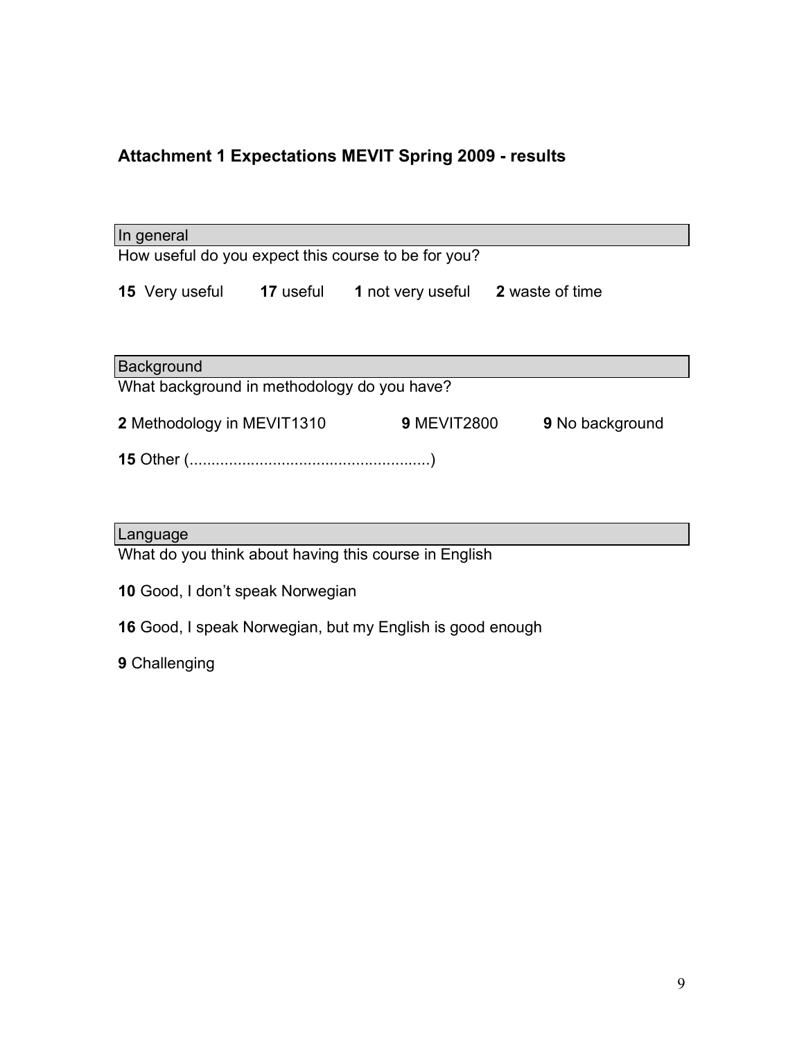## Attachment 1 Expectations MEVIT Spring 2009 - results

### In general

How useful do you expect this course to be for you?

**15** Very useful **17** useful **1** not very useful **2** waste of time

### Background

What background in methodology do you have?

**2** Methodology in MEVIT1310 **9** MEVIT2800 **9** No background

**15** Other (......................................................)

### Language

What do you think about having this course in English

**10** Good, I don't speak Norwegian

**16** Good, I speak Norwegian, but my English is good enough

**9** Challenging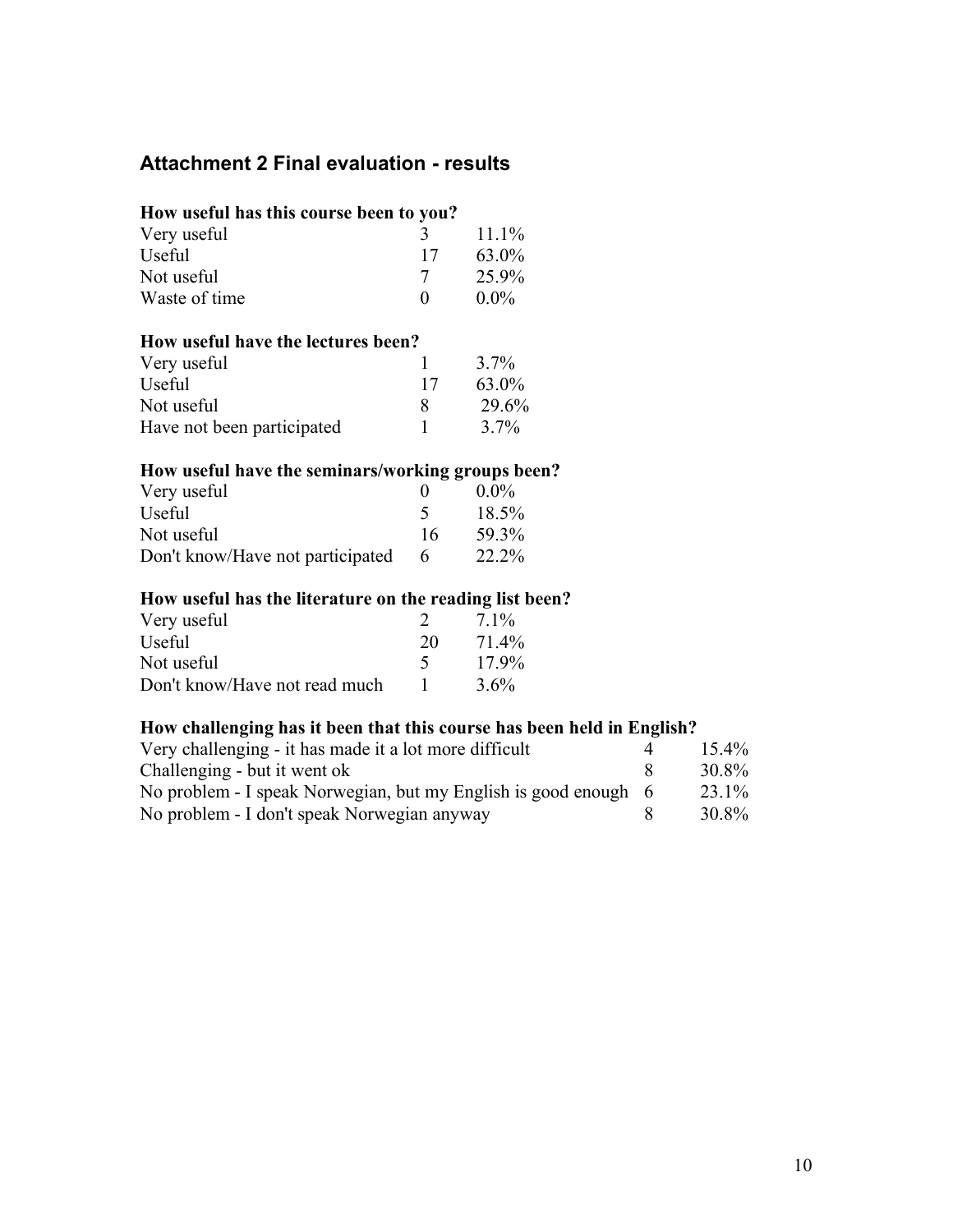## Attachment 2 Final evaluation - results

**How useful has this course been to you?**

| | | |
|---|---|---|
| Very useful | 3 | 11.1% |
| Useful | 17 | 63.0% |
| Not useful | 7 | 25.9% |
| Waste of time | 0 | 0.0% |

**How useful have the lectures been?**

| | | |
|---|---|---|
| Very useful | 1 | 3.7% |
| Useful | 17 | 63.0% |
| Not useful | 8 | 29.6% |
| Have not been participated | 1 | 3.7% |

**How useful have the seminars/working groups been?**

| | | |
|---|---|---|
| Very useful | 0 | 0.0% |
| Useful | 5 | 18.5% |
| Not useful | 16 | 59.3% |
| Don't know/Have not participated | 6 | 22.2% |

**How useful has the literature on the reading list been?**

| | | |
|---|---|---|
| Very useful | 2 | 7.1% |
| Useful | 20 | 71.4% |
| Not useful | 5 | 17.9% |
| Don't know/Have not read much | 1 | 3.6% |

**How challenging has it been that this course has been held in English?**

| | | |
|---|---|---|
| Very challenging - it has made it a lot more difficult | 4 | 15.4% |
| Challenging - but it went ok | 8 | 30.8% |
| No problem - I speak Norwegian, but my English is good enough | 6 | 23.1% |
| No problem - I don't speak Norwegian anyway | 8 | 30.8% |